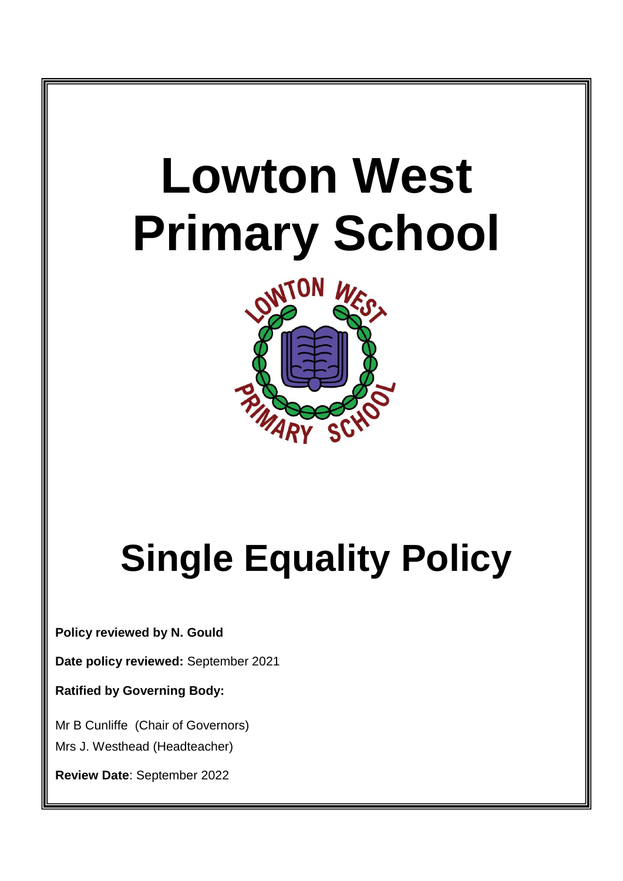# Lowton West Primary School

# Single Equality Policy

**Policy reviewed by N. Gould**

**Date policy reviewed:** September 2021

**Ratified by Governing Body:**

Mr B Cunliffe (Chair of Governors)

Mrs J. Westhead (Headteacher)

**Review Date**: September 2022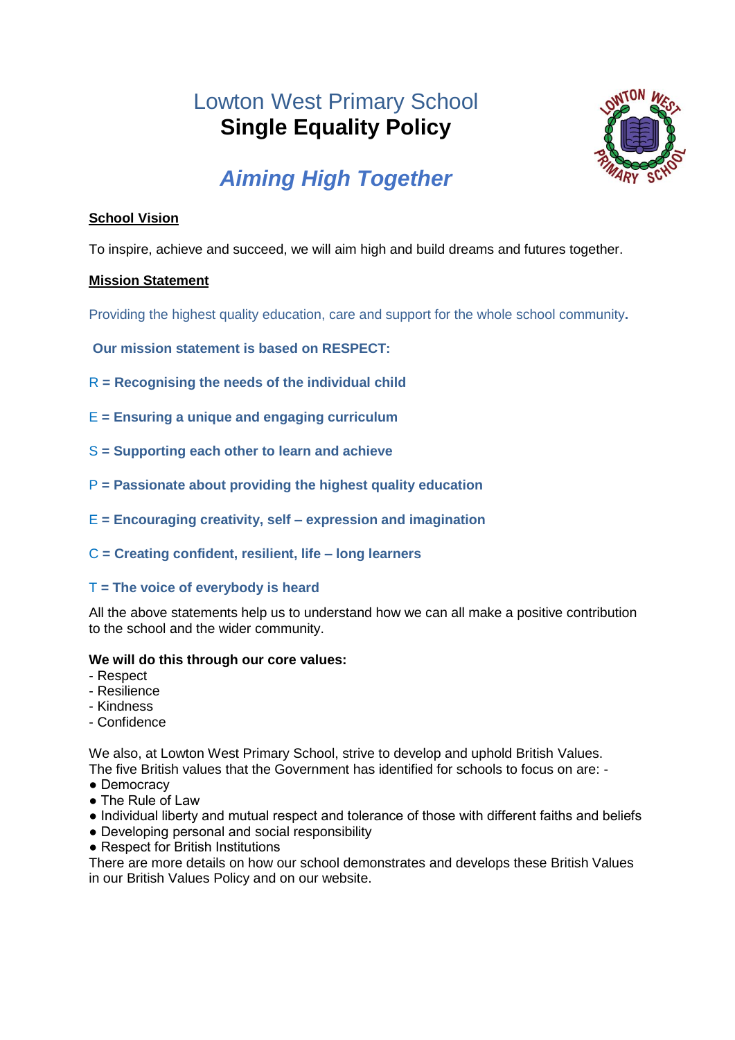# Lowton West Primary School
## Single Equality Policy

***Aiming High Together***

**School Vision**

To inspire, achieve and succeed, we will aim high and build dreams and futures together.

**Mission Statement**

Providing the highest quality education, care and support for the whole school community.

**Our mission statement is based on RESPECT:**

R **= Recognising the needs of the individual child**

E **= Ensuring a unique and engaging curriculum**

S **= Supporting each other to learn and achieve**

P **= Passionate about providing the highest quality education**

E **= Encouraging creativity, self – expression and imagination**

C **= Creating confident, resilient, life – long learners**

T **= The voice of everybody is heard**

All the above statements help us to understand how we can all make a positive contribution to the school and the wider community.

**We will do this through our core values:**
- Respect
- Resilience
- Kindness
- Confidence

We also, at Lowton West Primary School, strive to develop and uphold British Values.
The five British values that the Government has identified for schools to focus on are: -

- Democracy
- The Rule of Law
- Individual liberty and mutual respect and tolerance of those with different faiths and beliefs
- Developing personal and social responsibility
- Respect for British Institutions

There are more details on how our school demonstrates and develops these British Values in our British Values Policy and on our website.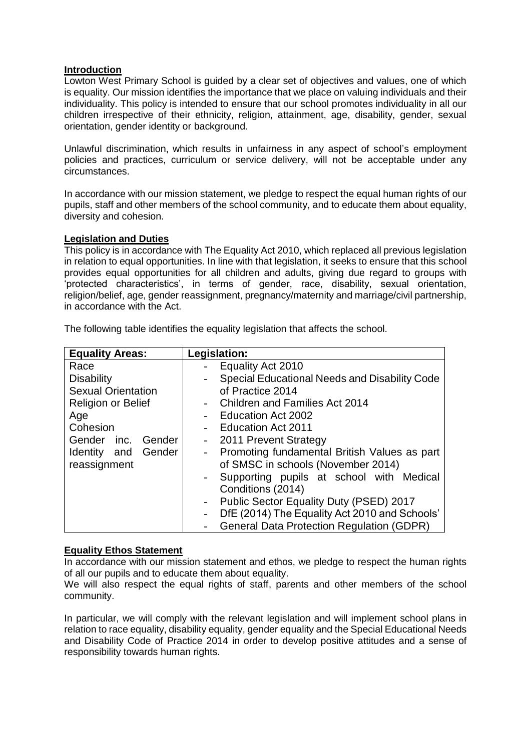**Introduction**

Lowton West Primary School is guided by a clear set of objectives and values, one of which is equality. Our mission identifies the importance that we place on valuing individuals and their individuality. This policy is intended to ensure that our school promotes individuality in all our children irrespective of their ethnicity, religion, attainment, age, disability, gender, sexual orientation, gender identity or background.

Unlawful discrimination, which results in unfairness in any aspect of school's employment policies and practices, curriculum or service delivery, will not be acceptable under any circumstances.

In accordance with our mission statement, we pledge to respect the equal human rights of our pupils, staff and other members of the school community, and to educate them about equality, diversity and cohesion.

**Legislation and Duties**

This policy is in accordance with The Equality Act 2010, which replaced all previous legislation in relation to equal opportunities. In line with that legislation, it seeks to ensure that this school provides equal opportunities for all children and adults, giving due regard to groups with 'protected characteristics', in terms of gender, race, disability, sexual orientation, religion/belief, age, gender reassignment, pregnancy/maternity and marriage/civil partnership, in accordance with the Act.

The following table identifies the equality legislation that affects the school.

| Equality Areas: | Legislation: |
|---|---|
| Race<br>Disability<br>Sexual Orientation<br>Religion or Belief<br>Age<br>Cohesion<br>Gender inc. Gender Identity and Gender reassignment | - Equality Act 2010<br>- Special Educational Needs and Disability Code of Practice 2014<br>- Children and Families Act 2014<br>- Education Act 2002<br>- Education Act 2011<br>- 2011 Prevent Strategy<br>- Promoting fundamental British Values as part of SMSC in schools (November 2014)<br>- Supporting pupils at school with Medical Conditions (2014)<br>- Public Sector Equality Duty (PSED) 2017<br>- DfE (2014) The Equality Act 2010 and Schools'<br>- General Data Protection Regulation (GDPR) |

**Equality Ethos Statement**

In accordance with our mission statement and ethos, we pledge to respect the human rights of all our pupils and to educate them about equality.

We will also respect the equal rights of staff, parents and other members of the school community.

In particular, we will comply with the relevant legislation and will implement school plans in relation to race equality, disability equality, gender equality and the Special Educational Needs and Disability Code of Practice 2014 in order to develop positive attitudes and a sense of responsibility towards human rights.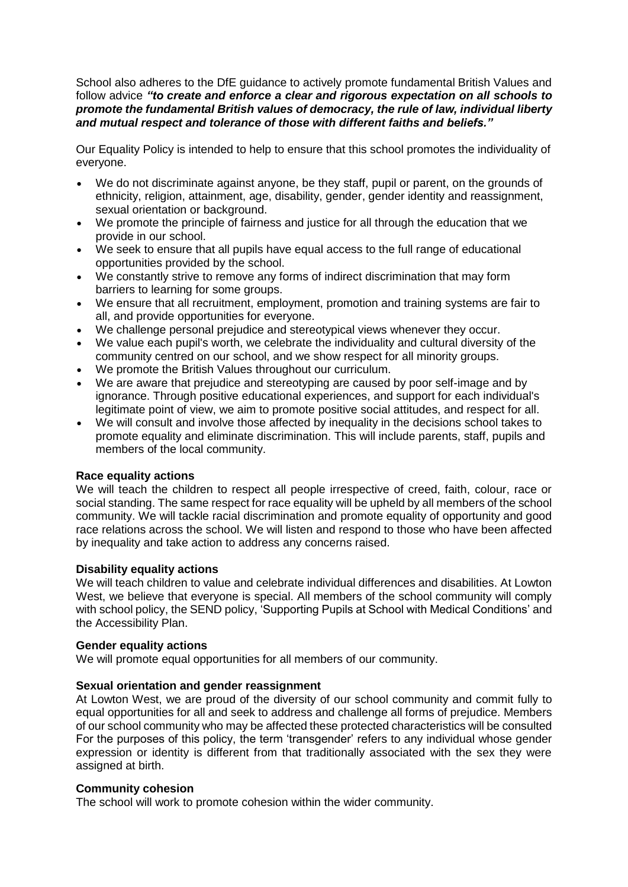School also adheres to the DfE guidance to actively promote fundamental British Values and follow advice ***"to create and enforce a clear and rigorous expectation on all schools to promote the fundamental British values of democracy, the rule of law, individual liberty and mutual respect and tolerance of those with different faiths and beliefs."***

Our Equality Policy is intended to help to ensure that this school promotes the individuality of everyone.

- We do not discriminate against anyone, be they staff, pupil or parent, on the grounds of ethnicity, religion, attainment, age, disability, gender, gender identity and reassignment, sexual orientation or background.
- We promote the principle of fairness and justice for all through the education that we provide in our school.
- We seek to ensure that all pupils have equal access to the full range of educational opportunities provided by the school.
- We constantly strive to remove any forms of indirect discrimination that may form barriers to learning for some groups.
- We ensure that all recruitment, employment, promotion and training systems are fair to all, and provide opportunities for everyone.
- We challenge personal prejudice and stereotypical views whenever they occur.
- We value each pupil's worth, we celebrate the individuality and cultural diversity of the community centred on our school, and we show respect for all minority groups.
- We promote the British Values throughout our curriculum.
- We are aware that prejudice and stereotyping are caused by poor self-image and by ignorance. Through positive educational experiences, and support for each individual's legitimate point of view, we aim to promote positive social attitudes, and respect for all.
- We will consult and involve those affected by inequality in the decisions school takes to promote equality and eliminate discrimination. This will include parents, staff, pupils and members of the local community.

**Race equality actions**

We will teach the children to respect all people irrespective of creed, faith, colour, race or social standing. The same respect for race equality will be upheld by all members of the school community. We will tackle racial discrimination and promote equality of opportunity and good race relations across the school. We will listen and respond to those who have been affected by inequality and take action to address any concerns raised.

**Disability equality actions**

We will teach children to value and celebrate individual differences and disabilities. At Lowton West, we believe that everyone is special. All members of the school community will comply with school policy, the SEND policy, 'Supporting Pupils at School with Medical Conditions' and the Accessibility Plan.

**Gender equality actions**

We will promote equal opportunities for all members of our community.

**Sexual orientation and gender reassignment**

At Lowton West, we are proud of the diversity of our school community and commit fully to equal opportunities for all and seek to address and challenge all forms of prejudice. Members of our school community who may be affected these protected characteristics will be consulted For the purposes of this policy, the term 'transgender' refers to any individual whose gender expression or identity is different from that traditionally associated with the sex they were assigned at birth.

**Community cohesion**

The school will work to promote cohesion within the wider community.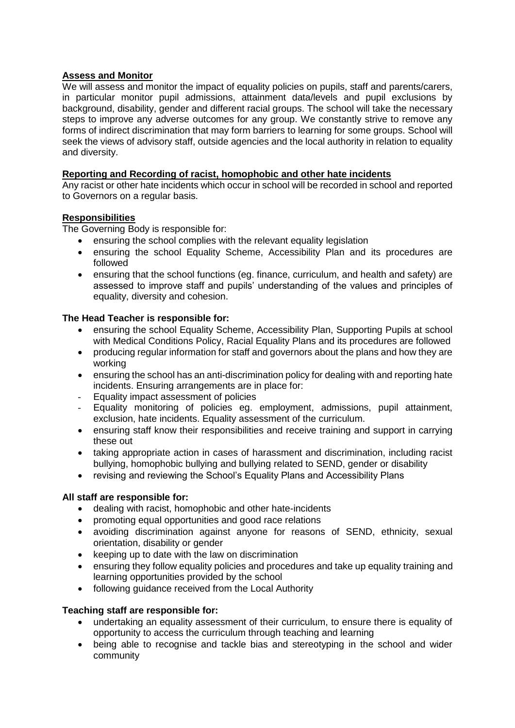**Assess and Monitor**

We will assess and monitor the impact of equality policies on pupils, staff and parents/carers, in particular monitor pupil admissions, attainment data/levels and pupil exclusions by background, disability, gender and different racial groups. The school will take the necessary steps to improve any adverse outcomes for any group. We constantly strive to remove any forms of indirect discrimination that may form barriers to learning for some groups. School will seek the views of advisory staff, outside agencies and the local authority in relation to equality and diversity.

**Reporting and Recording of racist, homophobic and other hate incidents**

Any racist or other hate incidents which occur in school will be recorded in school and reported to Governors on a regular basis.

**Responsibilities**

The Governing Body is responsible for:

- ensuring the school complies with the relevant equality legislation
- ensuring the school Equality Scheme, Accessibility Plan and its procedures are followed
- ensuring that the school functions (eg. finance, curriculum, and health and safety) are assessed to improve staff and pupils' understanding of the values and principles of equality, diversity and cohesion.

**The Head Teacher is responsible for:**

- ensuring the school Equality Scheme, Accessibility Plan, Supporting Pupils at school with Medical Conditions Policy, Racial Equality Plans and its procedures are followed
- producing regular information for staff and governors about the plans and how they are working
- ensuring the school has an anti-discrimination policy for dealing with and reporting hate incidents. Ensuring arrangements are in place for:
  - Equality impact assessment of policies
  - Equality monitoring of policies eg. employment, admissions, pupil attainment, exclusion, hate incidents. Equality assessment of the curriculum.
- ensuring staff know their responsibilities and receive training and support in carrying these out
- taking appropriate action in cases of harassment and discrimination, including racist bullying, homophobic bullying and bullying related to SEND, gender or disability
- revising and reviewing the School's Equality Plans and Accessibility Plans

**All staff are responsible for:**

- dealing with racist, homophobic and other hate-incidents
- promoting equal opportunities and good race relations
- avoiding discrimination against anyone for reasons of SEND, ethnicity, sexual orientation, disability or gender
- keeping up to date with the law on discrimination
- ensuring they follow equality policies and procedures and take up equality training and learning opportunities provided by the school
- following guidance received from the Local Authority

**Teaching staff are responsible for:**

- undertaking an equality assessment of their curriculum, to ensure there is equality of opportunity to access the curriculum through teaching and learning
- being able to recognise and tackle bias and stereotyping in the school and wider community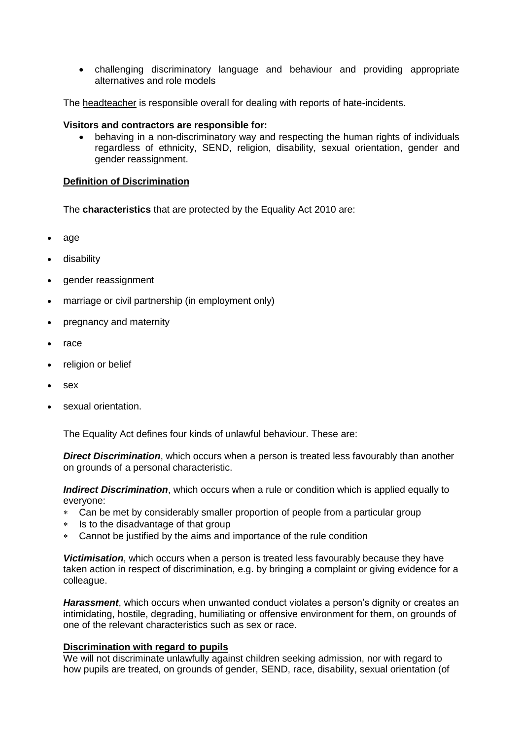- challenging discriminatory language and behaviour and providing appropriate alternatives and role models

The headteacher is responsible overall for dealing with reports of hate-incidents.

**Visitors and contractors are responsible for:**

- behaving in a non-discriminatory way and respecting the human rights of individuals regardless of ethnicity, SEND, religion, disability, sexual orientation, gender and gender reassignment.

**Definition of Discrimination**

The **characteristics** that are protected by the Equality Act 2010 are:

- age
- disability
- gender reassignment
- marriage or civil partnership (in employment only)
- pregnancy and maternity
- race
- religion or belief
- sex
- sexual orientation.

The Equality Act defines four kinds of unlawful behaviour. These are:

***Direct Discrimination***, which occurs when a person is treated less favourably than another on grounds of a personal characteristic.

***Indirect Discrimination***, which occurs when a rule or condition which is applied equally to everyone:

- Can be met by considerably smaller proportion of people from a particular group
- Is to the disadvantage of that group
- Cannot be justified by the aims and importance of the rule condition

***Victimisation***, which occurs when a person is treated less favourably because they have taken action in respect of discrimination, e.g. by bringing a complaint or giving evidence for a colleague.

***Harassment***, which occurs when unwanted conduct violates a person's dignity or creates an intimidating, hostile, degrading, humiliating or offensive environment for them, on grounds of one of the relevant characteristics such as sex or race.

**Discrimination with regard to pupils**

We will not discriminate unlawfully against children seeking admission, nor with regard to how pupils are treated, on grounds of gender, SEND, race, disability, sexual orientation (of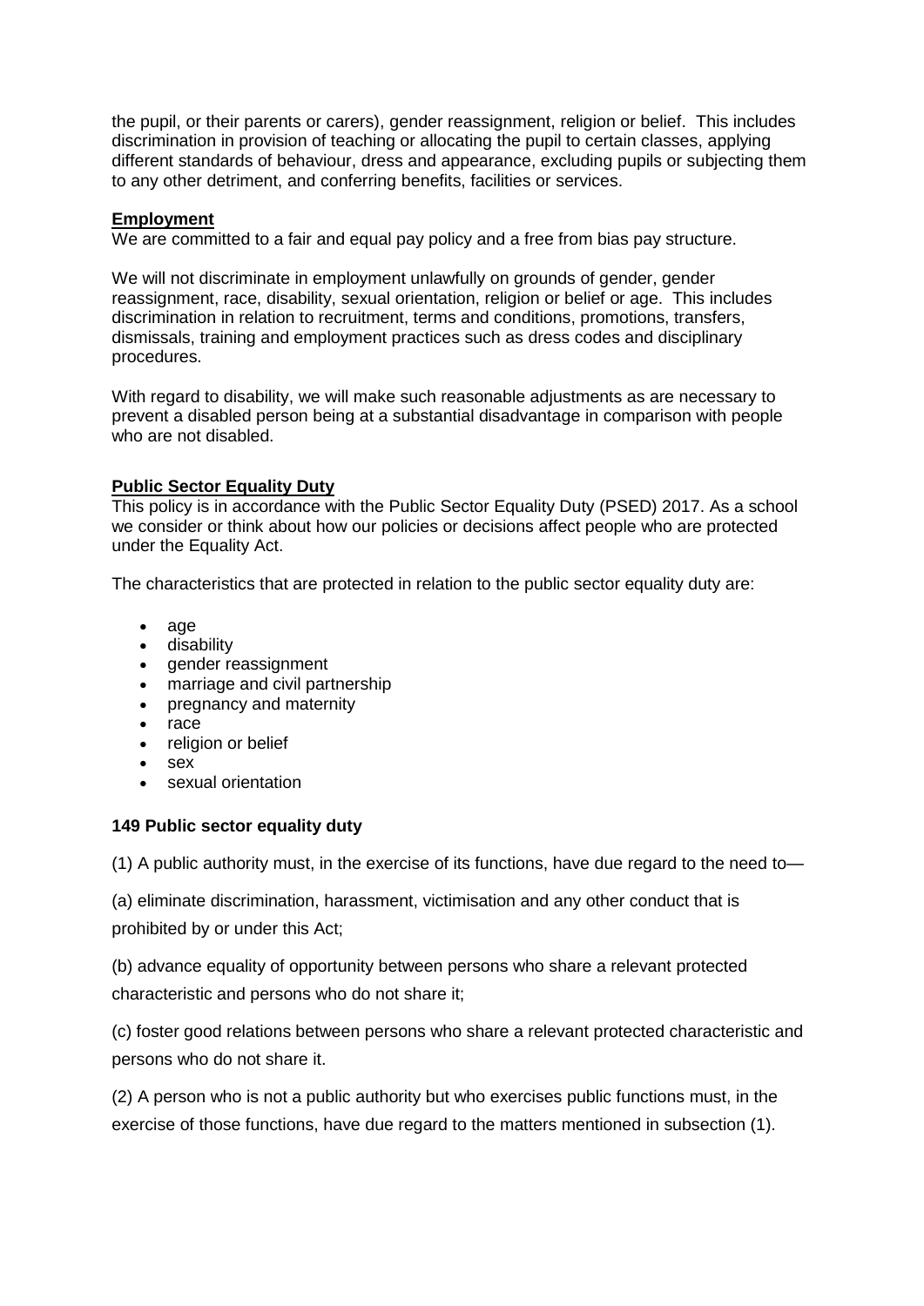the pupil, or their parents or carers), gender reassignment, religion or belief. This includes discrimination in provision of teaching or allocating the pupil to certain classes, applying different standards of behaviour, dress and appearance, excluding pupils or subjecting them to any other detriment, and conferring benefits, facilities or services.

**Employment**

We are committed to a fair and equal pay policy and a free from bias pay structure.

We will not discriminate in employment unlawfully on grounds of gender, gender reassignment, race, disability, sexual orientation, religion or belief or age. This includes discrimination in relation to recruitment, terms and conditions, promotions, transfers, dismissals, training and employment practices such as dress codes and disciplinary procedures.

With regard to disability, we will make such reasonable adjustments as are necessary to prevent a disabled person being at a substantial disadvantage in comparison with people who are not disabled.

**Public Sector Equality Duty**

This policy is in accordance with the Public Sector Equality Duty (PSED) 2017. As a school we consider or think about how our policies or decisions affect people who are protected under the Equality Act.

The characteristics that are protected in relation to the public sector equality duty are:

- age
- disability
- gender reassignment
- marriage and civil partnership
- pregnancy and maternity
- race
- religion or belief
- sex
- sexual orientation

**149 Public sector equality duty**

(1) A public authority must, in the exercise of its functions, have due regard to the need to—

(a) eliminate discrimination, harassment, victimisation and any other conduct that is prohibited by or under this Act;

(b) advance equality of opportunity between persons who share a relevant protected characteristic and persons who do not share it;

(c) foster good relations between persons who share a relevant protected characteristic and persons who do not share it.

(2) A person who is not a public authority but who exercises public functions must, in the exercise of those functions, have due regard to the matters mentioned in subsection (1).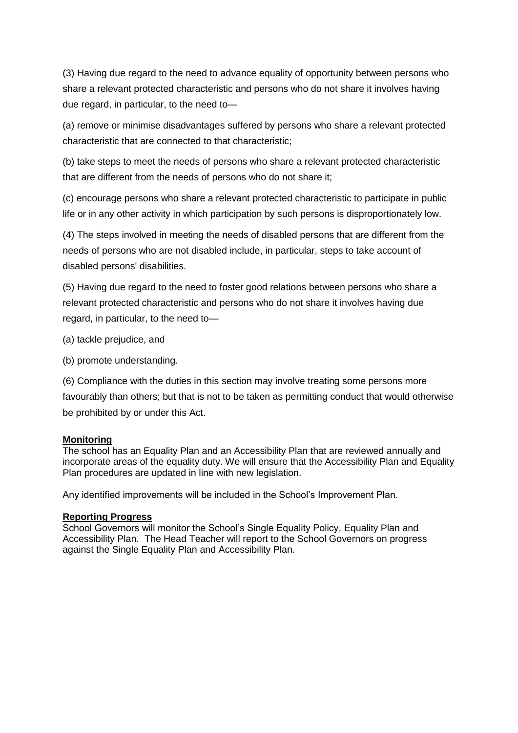(3) Having due regard to the need to advance equality of opportunity between persons who share a relevant protected characteristic and persons who do not share it involves having due regard, in particular, to the need to—

(a) remove or minimise disadvantages suffered by persons who share a relevant protected characteristic that are connected to that characteristic;

(b) take steps to meet the needs of persons who share a relevant protected characteristic that are different from the needs of persons who do not share it;

(c) encourage persons who share a relevant protected characteristic to participate in public life or in any other activity in which participation by such persons is disproportionately low.

(4) The steps involved in meeting the needs of disabled persons that are different from the needs of persons who are not disabled include, in particular, steps to take account of disabled persons' disabilities.

(5) Having due regard to the need to foster good relations between persons who share a relevant protected characteristic and persons who do not share it involves having due regard, in particular, to the need to—

(a) tackle prejudice, and

(b) promote understanding.

(6) Compliance with the duties in this section may involve treating some persons more favourably than others; but that is not to be taken as permitting conduct that would otherwise be prohibited by or under this Act.

**Monitoring**

The school has an Equality Plan and an Accessibility Plan that are reviewed annually and incorporate areas of the equality duty. We will ensure that the Accessibility Plan and Equality Plan procedures are updated in line with new legislation.

Any identified improvements will be included in the School's Improvement Plan.

**Reporting Progress**

School Governors will monitor the School's Single Equality Policy, Equality Plan and Accessibility Plan. The Head Teacher will report to the School Governors on progress against the Single Equality Plan and Accessibility Plan.